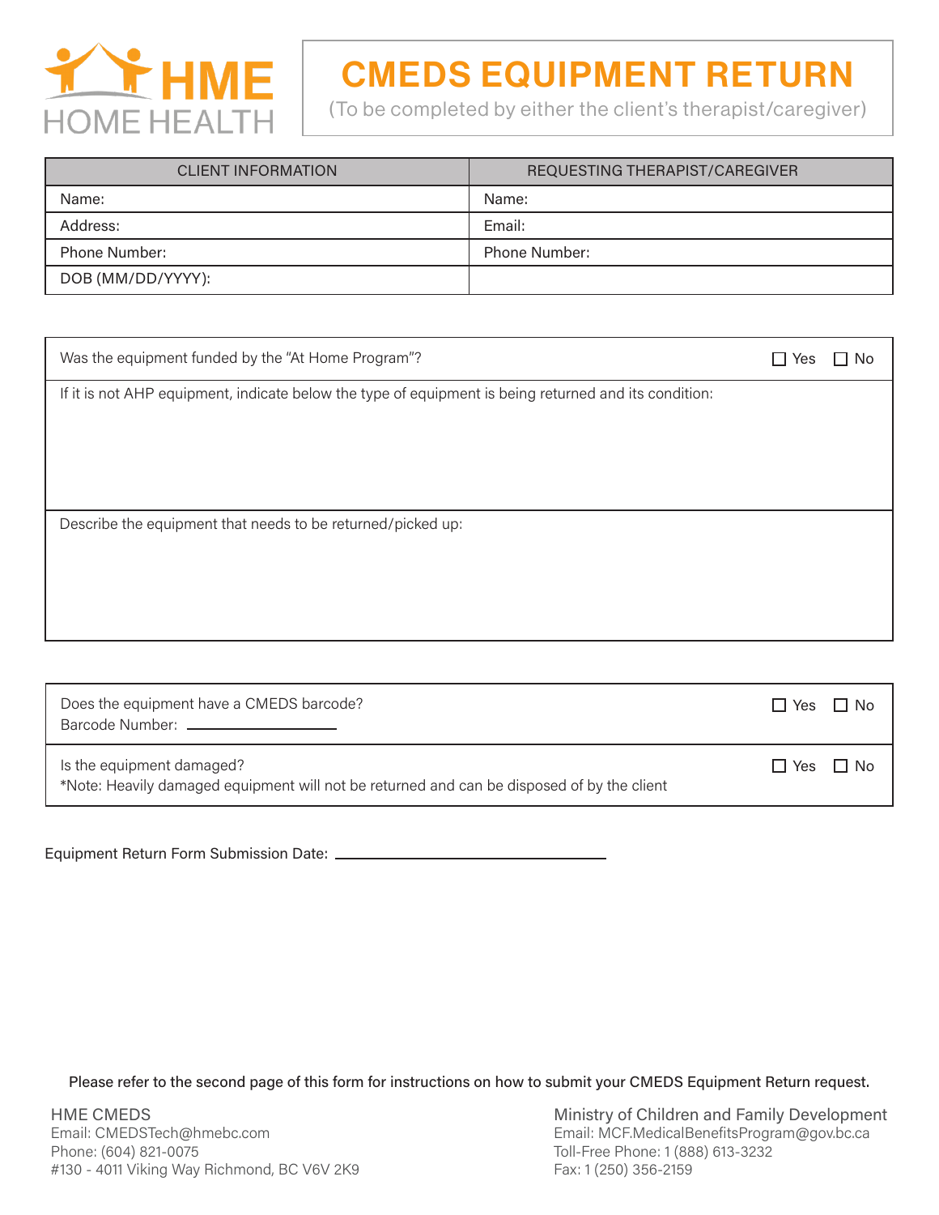HME HOME HEALTH

# CMEDS EQUIPMENT RETURN

(To be completed by either the client's therapist/caregiver)

| CLIENT INFORMATION | REQUESTING THERAPIST/CAREGIVER |
|---|---|
| Name: | Name: |
| Address: | Email: |
| Phone Number: | Phone Number: |
| DOB (MM/DD/YYYY): | |

Was the equipment funded by the "At Home Program"? ☐ Yes ☐ No

If it is not AHP equipment, indicate below the type of equipment is being returned and its condition:

Describe the equipment that needs to be returned/picked up:

Does the equipment have a CMEDS barcode? ☐ Yes ☐ No
Barcode Number: ____________________

Is the equipment damaged? ☐ Yes ☐ No
*Note: Heavily damaged equipment will not be returned and can be disposed of by the client

Equipment Return Form Submission Date: ______________________________

**Please refer to the second page of this form for instructions on how to submit your CMEDS Equipment Return request.**

HME CMEDS
Email: CMEDSTech@hmebc.com
Phone: (604) 821-0075
#130 - 4011 Viking Way Richmond, BC V6V 2K9

Ministry of Children and Family Development
Email: MCF.MedicalBenefitsProgram@gov.bc.ca
Toll-Free Phone: 1 (888) 613-3232
Fax: 1 (250) 356-2159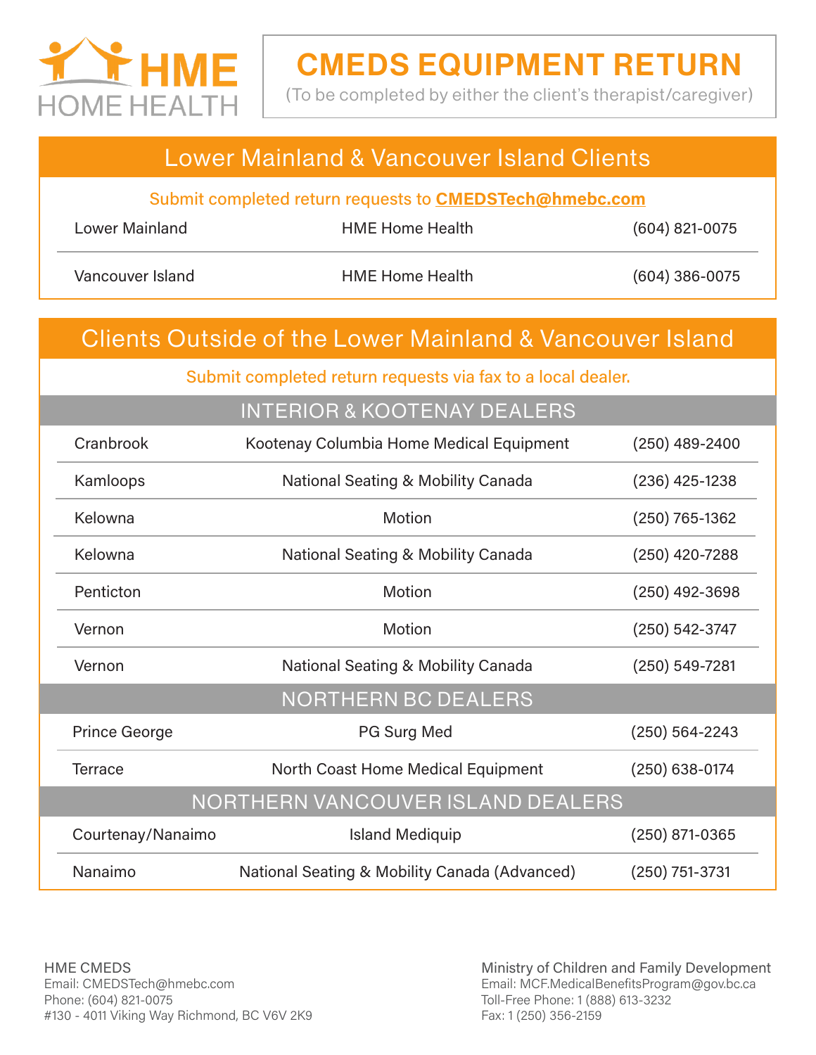HME HOME HEALTH

# CMEDS EQUIPMENT RETURN

(To be completed by either the client's therapist/caregiver)

## Lower Mainland & Vancouver Island Clients

Submit completed return requests to **CMEDSTech@hmebc.com**

| | | |
|---|---|---|
| Lower Mainland | HME Home Health | (604) 821-0075 |
| Vancouver Island | HME Home Health | (604) 386-0075 |

## Clients Outside of the Lower Mainland & Vancouver Island

Submit completed return requests via fax to a local dealer.

| | | |
|---|---|---|
| **INTERIOR & KOOTENAY DEALERS** | | |
| Cranbrook | Kootenay Columbia Home Medical Equipment | (250) 489-2400 |
| Kamloops | National Seating & Mobility Canada | (236) 425-1238 |
| Kelowna | Motion | (250) 765-1362 |
| Kelowna | National Seating & Mobility Canada | (250) 420-7288 |
| Penticton | Motion | (250) 492-3698 |
| Vernon | Motion | (250) 542-3747 |
| Vernon | National Seating & Mobility Canada | (250) 549-7281 |
| **NORTHERN BC DEALERS** | | |
| Prince George | PG Surg Med | (250) 564-2243 |
| Terrace | North Coast Home Medical Equipment | (250) 638-0174 |
| **NORTHERN VANCOUVER ISLAND DEALERS** | | |
| Courtenay/Nanaimo | Island Mediquip | (250) 871-0365 |
| Nanaimo | National Seating & Mobility Canada (Advanced) | (250) 751-3731 |

HME CMEDS
Email: CMEDSTech@hmebc.com
Phone: (604) 821-0075
#130 - 4011 Viking Way Richmond, BC V6V 2K9

Ministry of Children and Family Development
Email: MCF.MedicalBenefitsProgram@gov.bc.ca
Toll-Free Phone: 1 (888) 613-3232
Fax: 1 (250) 356-2159